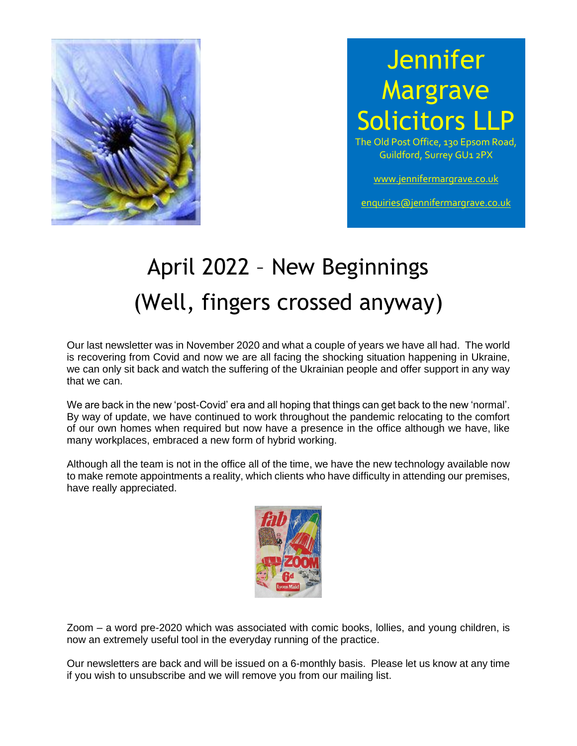# Jennifer Margrave Solicitors LLP

The Old Post Office, 130 Epsom Road, Guildford, Surrey GU1 2PX

www.jennifermargrave.co.uk

enquiries@jennifermargrave.co.uk

# April 2022 – New Beginnings (Well, fingers crossed anyway)

Our last newsletter was in November 2020 and what a couple of years we have all had. The world is recovering from Covid and now we are all facing the shocking situation happening in Ukraine, we can only sit back and watch the suffering of the Ukrainian people and offer support in any way that we can.

We are back in the new 'post-Covid' era and all hoping that things can get back to the new 'normal'. By way of update, we have continued to work throughout the pandemic relocating to the comfort of our own homes when required but now have a presence in the office although we have, like many workplaces, embraced a new form of hybrid working.

Although all the team is not in the office all of the time, we have the new technology available now to make remote appointments a reality, which clients who have difficulty in attending our premises, have really appreciated.

Zoom – a word pre-2020 which was associated with comic books, lollies, and young children, is now an extremely useful tool in the everyday running of the practice.

Our newsletters are back and will be issued on a 6-monthly basis. Please let us know at any time if you wish to unsubscribe and we will remove you from our mailing list.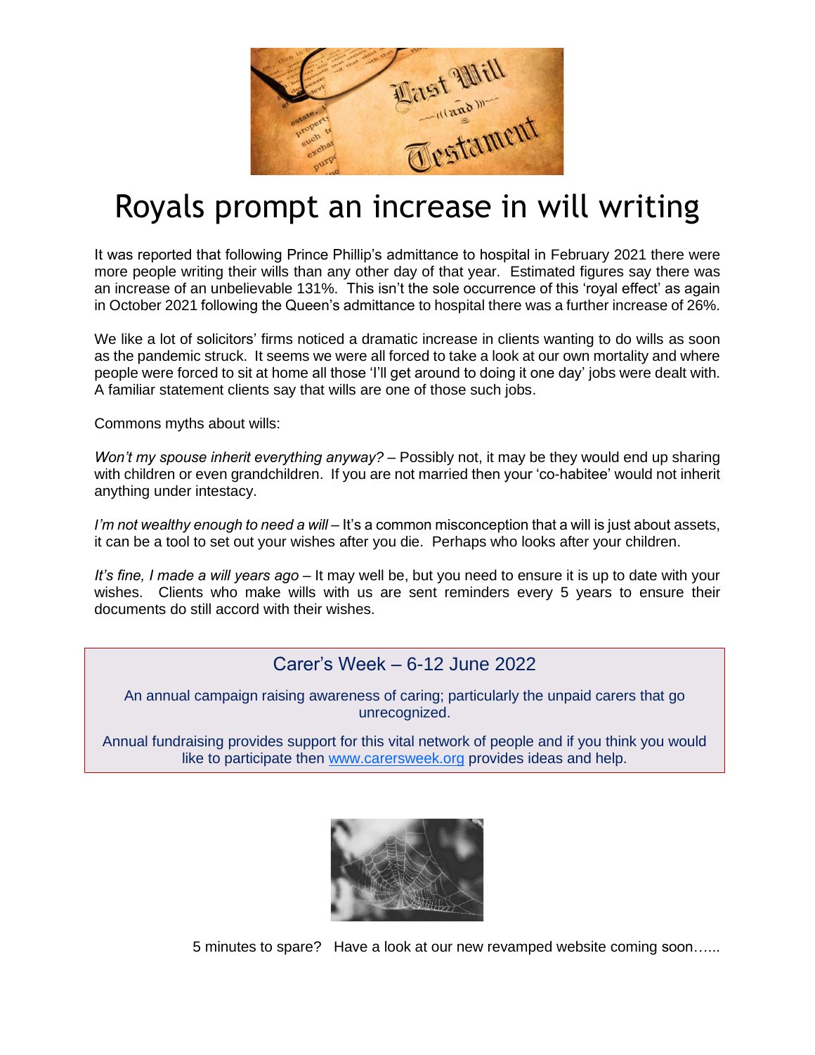# Royals prompt an increase in will writing

It was reported that following Prince Phillip's admittance to hospital in February 2021 there were more people writing their wills than any other day of that year. Estimated figures say there was an increase of an unbelievable 131%. This isn't the sole occurrence of this 'royal effect' as again in October 2021 following the Queen's admittance to hospital there was a further increase of 26%.

We like a lot of solicitors' firms noticed a dramatic increase in clients wanting to do wills as soon as the pandemic struck. It seems we were all forced to take a look at our own mortality and where people were forced to sit at home all those 'I'll get around to doing it one day' jobs were dealt with. A familiar statement clients say that wills are one of those such jobs.

Commons myths about wills:

*Won't my spouse inherit everything anyway?* – Possibly not, it may be they would end up sharing with children or even grandchildren. If you are not married then your 'co-habitee' would not inherit anything under intestacy.

*I'm not wealthy enough to need a will* – It's a common misconception that a will is just about assets, it can be a tool to set out your wishes after you die. Perhaps who looks after your children.

*It's fine, I made a will years ago* – It may well be, but you need to ensure it is up to date with your wishes. Clients who make wills with us are sent reminders every 5 years to ensure their documents do still accord with their wishes.

## Carer's Week – 6-12 June 2022

An annual campaign raising awareness of caring; particularly the unpaid carers that go unrecognized.

Annual fundraising provides support for this vital network of people and if you think you would like to participate then www.carersweek.org provides ideas and help.

5 minutes to spare? Have a look at our new revamped website coming soon…...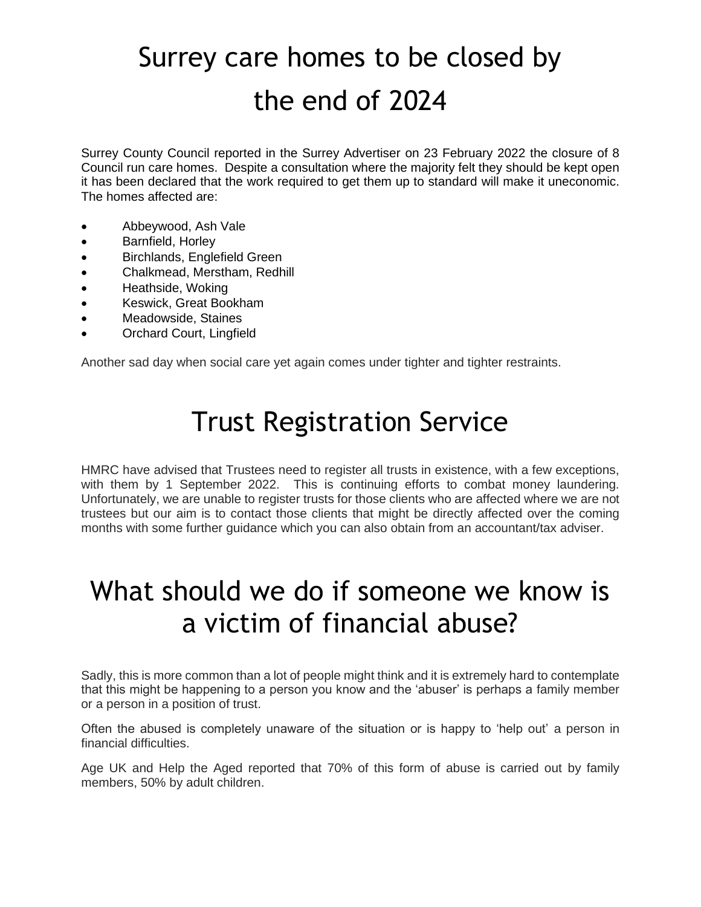# Surrey care homes to be closed by the end of 2024

Surrey County Council reported in the Surrey Advertiser on 23 February 2022 the closure of 8 Council run care homes. Despite a consultation where the majority felt they should be kept open it has been declared that the work required to get them up to standard will make it uneconomic. The homes affected are:

- Abbeywood, Ash Vale
- Barnfield, Horley
- Birchlands, Englefield Green
- Chalkmead, Merstham, Redhill
- Heathside, Woking
- Keswick, Great Bookham
- Meadowside, Staines
- Orchard Court, Lingfield

Another sad day when social care yet again comes under tighter and tighter restraints.

# Trust Registration Service

HMRC have advised that Trustees need to register all trusts in existence, with a few exceptions, with them by 1 September 2022. This is continuing efforts to combat money laundering. Unfortunately, we are unable to register trusts for those clients who are affected where we are not trustees but our aim is to contact those clients that might be directly affected over the coming months with some further guidance which you can also obtain from an accountant/tax adviser.

# What should we do if someone we know is a victim of financial abuse?

Sadly, this is more common than a lot of people might think and it is extremely hard to contemplate that this might be happening to a person you know and the 'abuser' is perhaps a family member or a person in a position of trust.

Often the abused is completely unaware of the situation or is happy to 'help out' a person in financial difficulties.

Age UK and Help the Aged reported that 70% of this form of abuse is carried out by family members, 50% by adult children.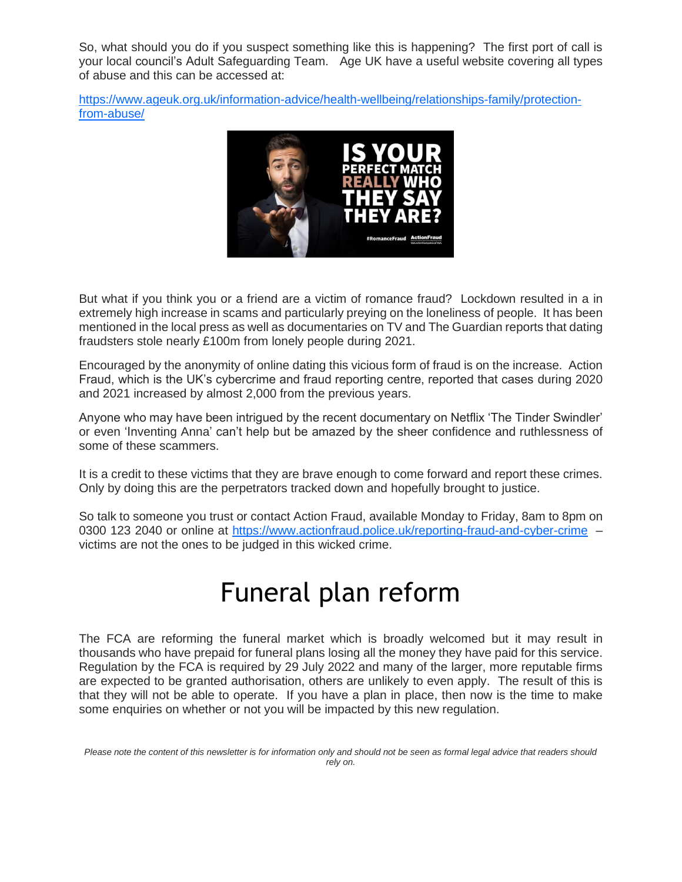So, what should you do if you suspect something like this is happening? The first port of call is your local council's Adult Safeguarding Team. Age UK have a useful website covering all types of abuse and this can be accessed at:

https://www.ageuk.org.uk/information-advice/health-wellbeing/relationships-family/protection-from-abuse/

But what if you think you or a friend are a victim of romance fraud? Lockdown resulted in a in extremely high increase in scams and particularly preying on the loneliness of people. It has been mentioned in the local press as well as documentaries on TV and The Guardian reports that dating fraudsters stole nearly £100m from lonely people during 2021.

Encouraged by the anonymity of online dating this vicious form of fraud is on the increase. Action Fraud, which is the UK's cybercrime and fraud reporting centre, reported that cases during 2020 and 2021 increased by almost 2,000 from the previous years.

Anyone who may have been intrigued by the recent documentary on Netflix 'The Tinder Swindler' or even 'Inventing Anna' can't help but be amazed by the sheer confidence and ruthlessness of some of these scammers.

It is a credit to these victims that they are brave enough to come forward and report these crimes. Only by doing this are the perpetrators tracked down and hopefully brought to justice.

So talk to someone you trust or contact Action Fraud, available Monday to Friday, 8am to 8pm on 0300 123 2040 or online at https://www.actionfraud.police.uk/reporting-fraud-and-cyber-crime – victims are not the ones to be judged in this wicked crime.

# Funeral plan reform

The FCA are reforming the funeral market which is broadly welcomed but it may result in thousands who have prepaid for funeral plans losing all the money they have paid for this service. Regulation by the FCA is required by 29 July 2022 and many of the larger, more reputable firms are expected to be granted authorisation, others are unlikely to even apply. The result of this is that they will not be able to operate. If you have a plan in place, then now is the time to make some enquiries on whether or not you will be impacted by this new regulation.

*Please note the content of this newsletter is for information only and should not be seen as formal legal advice that readers should rely on.*